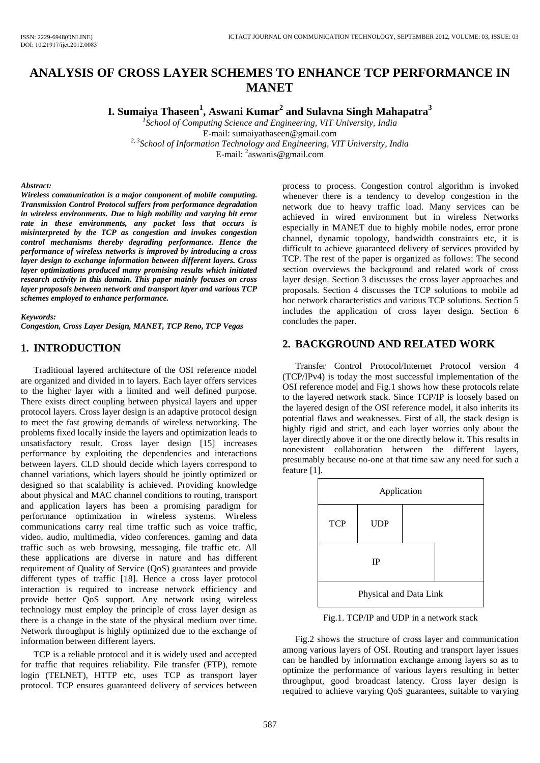# ANALYSIS OF CROSS LAYER SCHEMES TO ENHANCE TCP PERFORMANCE IN MANET

**I. Sumaiya Thaseen[1], Aswani Kumar[2] and Sulavna Singh Mahapatra[3]**

[1]*School of Computing Science and Engineering, VIT University, India*
E-mail: sumaiyathaseen@gmail.com
[2, 3]*School of Information Technology and Engineering, VIT University, India*
E-mail: [2]aswanis@gmail.com

***Abstract:***
***Wireless communication is a major component of mobile computing. Transmission Control Protocol suffers from performance degradation in wireless environments. Due to high mobility and varying bit error rate in these environments, any packet loss that occurs is misinterpreted by the TCP as congestion and invokes congestion control mechanisms thereby degrading performance. Hence the performance of wireless networks is improved by introducing a cross layer design to exchange information between different layers. Cross layer optimizations produced many promising results which initiated research activity in this domain. This paper mainly focuses on cross layer proposals between network and transport layer and various TCP schemes employed to enhance performance.***

***Keywords:***
***Congestion, Cross Layer Design, MANET, TCP Reno, TCP Vegas***

## 1. INTRODUCTION

Traditional layered architecture of the OSI reference model are organized and divided in to layers. Each layer offers services to the higher layer with a limited and well defined purpose. There exists direct coupling between physical layers and upper protocol layers. Cross layer design is an adaptive protocol design to meet the fast growing demands of wireless networking. The problems fixed locally inside the layers and optimization leads to unsatisfactory result. Cross layer design [15] increases performance by exploiting the dependencies and interactions between layers. CLD should decide which layers correspond to channel variations, which layers should be jointly optimized or designed so that scalability is achieved. Providing knowledge about physical and MAC channel conditions to routing, transport and application layers has been a promising paradigm for performance optimization in wireless systems. Wireless communications carry real time traffic such as voice traffic, video, audio, multimedia, video conferences, gaming and data traffic such as web browsing, messaging, file traffic etc. All these applications are diverse in nature and has different requirement of Quality of Service (QoS) guarantees and provide different types of traffic [18]. Hence a cross layer protocol interaction is required to increase network efficiency and provide better QoS support. Any network using wireless technology must employ the principle of cross layer design as there is a change in the state of the physical medium over time. Network throughput is highly optimized due to the exchange of information between different layers.

TCP is a reliable protocol and it is widely used and accepted for traffic that requires reliability. File transfer (FTP), remote login (TELNET), HTTP etc, uses TCP as transport layer protocol. TCP ensures guaranteed delivery of services between process to process. Congestion control algorithm is invoked whenever there is a tendency to develop congestion in the network due to heavy traffic load. Many services can be achieved in wired environment but in wireless Networks especially in MANET due to highly mobile nodes, error prone channel, dynamic topology, bandwidth constraints etc, it is difficult to achieve guaranteed delivery of services provided by TCP. The rest of the paper is organized as follows: The second section overviews the background and related work of cross layer design. Section 3 discusses the cross layer approaches and proposals. Section 4 discusses the TCP solutions to mobile ad hoc network characteristics and various TCP solutions. Section 5 includes the application of cross layer design. Section 6 concludes the paper.

## 2. BACKGROUND AND RELATED WORK

Transfer Control Protocol/Internet Protocol version 4 (TCP/IPv4) is today the most successful implementation of the OSI reference model and Fig.1 shows how these protocols relate to the layered network stack. Since TCP/IP is loosely based on the layered design of the OSI reference model, it also inherits its potential flaws and weaknesses. First of all, the stack design is highly rigid and strict, and each layer worries only about the layer directly above it or the one directly below it. This results in nonexistent collaboration between the different layers, presumably because no-one at that time saw any need for such a feature [1].

| Application | | |
|---|---|---|
| TCP | UDP | |
| IP | | |
| Physical and Data Link | | |

Fig.1. TCP/IP and UDP in a network stack

Fig.2 shows the structure of cross layer and communication among various layers of OSI. Routing and transport layer issues can be handled by information exchange among layers so as to optimize the performance of various layers resulting in better throughput, good broadcast latency. Cross layer design is required to achieve varying QoS guarantees, suitable to varying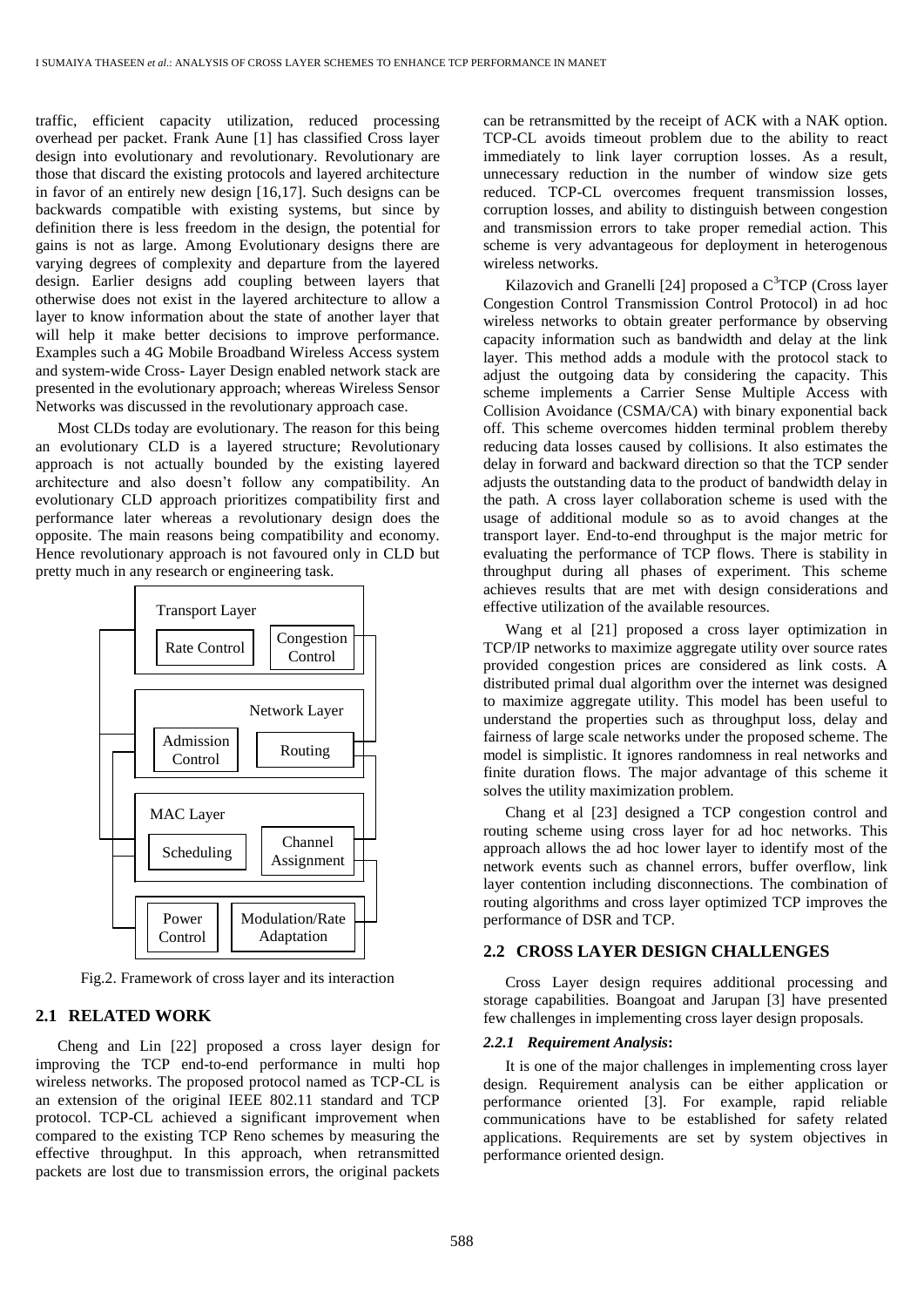traffic, efficient capacity utilization, reduced processing overhead per packet. Frank Aune [1] has classified Cross layer design into evolutionary and revolutionary. Revolutionary are those that discard the existing protocols and layered architecture in favor of an entirely new design [16,17]. Such designs can be backwards compatible with existing systems, but since by definition there is less freedom in the design, the potential for gains is not as large. Among Evolutionary designs there are varying degrees of complexity and departure from the layered design. Earlier designs add coupling between layers that otherwise does not exist in the layered architecture to allow a layer to know information about the state of another layer that will help it make better decisions to improve performance. Examples such a 4G Mobile Broadband Wireless Access system and system-wide Cross- Layer Design enabled network stack are presented in the evolutionary approach; whereas Wireless Sensor Networks was discussed in the revolutionary approach case.

Most CLDs today are evolutionary. The reason for this being an evolutionary CLD is a layered structure; Revolutionary approach is not actually bounded by the existing layered architecture and also doesn't follow any compatibility. An evolutionary CLD approach prioritizes compatibility first and performance later whereas a revolutionary design does the opposite. The main reasons being compatibility and economy. Hence revolutionary approach is not favoured only in CLD but pretty much in any research or engineering task.

Transport Layer: Rate Control, Congestion Control
Network Layer: Admission Control, Routing
MAC Layer: Scheduling, Channel Assignment
Power Control, Modulation/Rate Adaptation

Fig.2. Framework of cross layer and its interaction

## 2.1 RELATED WORK

Cheng and Lin [22] proposed a cross layer design for improving the TCP end-to-end performance in multi hop wireless networks. The proposed protocol named as TCP-CL is an extension of the original IEEE 802.11 standard and TCP protocol. TCP-CL achieved a significant improvement when compared to the existing TCP Reno schemes by measuring the effective throughput. In this approach, when retransmitted packets are lost due to transmission errors, the original packets can be retransmitted by the receipt of ACK with a NAK option. TCP-CL avoids timeout problem due to the ability to react immediately to link layer corruption losses. As a result, unnecessary reduction in the number of window size gets reduced. TCP-CL overcomes frequent transmission losses, corruption losses, and ability to distinguish between congestion and transmission errors to take proper remedial action. This scheme is very advantageous for deployment in heterogenous wireless networks.

Kilazovich and Granelli [24] proposed a $C^3$TCP (Cross layer Congestion Control Transmission Control Protocol) in ad hoc wireless networks to obtain greater performance by observing capacity information such as bandwidth and delay at the link layer. This method adds a module with the protocol stack to adjust the outgoing data by considering the capacity. This scheme implements a Carrier Sense Multiple Access with Collision Avoidance (CSMA/CA) with binary exponential back off. This scheme overcomes hidden terminal problem thereby reducing data losses caused by collisions. It also estimates the delay in forward and backward direction so that the TCP sender adjusts the outstanding data to the product of bandwidth delay in the path. A cross layer collaboration scheme is used with the usage of additional module so as to avoid changes at the transport layer. End-to-end throughput is the major metric for evaluating the performance of TCP flows. There is stability in throughput during all phases of experiment. This scheme achieves results that are met with design considerations and effective utilization of the available resources.

Wang et al [21] proposed a cross layer optimization in TCP/IP networks to maximize aggregate utility over source rates provided congestion prices are considered as link costs. A distributed primal dual algorithm over the internet was designed to maximize aggregate utility. This model has been useful to understand the properties such as throughput loss, delay and fairness of large scale networks under the proposed scheme. The model is simplistic. It ignores randomness in real networks and finite duration flows. The major advantage of this scheme it solves the utility maximization problem.

Chang et al [23] designed a TCP congestion control and routing scheme using cross layer for ad hoc networks. This approach allows the ad hoc lower layer to identify most of the network events such as channel errors, buffer overflow, link layer contention including disconnections. The combination of routing algorithms and cross layer optimized TCP improves the performance of DSR and TCP.

## 2.2 CROSS LAYER DESIGN CHALLENGES

Cross Layer design requires additional processing and storage capabilities. Boangoat and Jarupan [3] have presented few challenges in implementing cross layer design proposals.

### *2.2.1 Requirement Analysis*:

It is one of the major challenges in implementing cross layer design. Requirement analysis can be either application or performance oriented [3]. For example, rapid reliable communications have to be established for safety related applications. Requirements are set by system objectives in performance oriented design.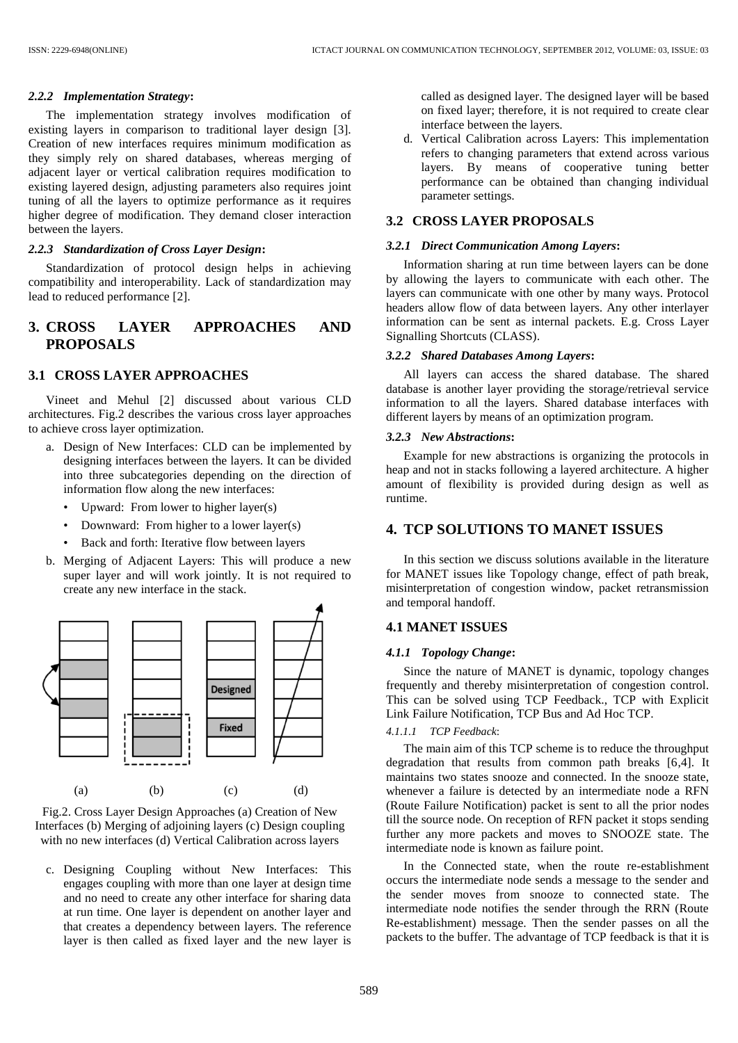#### 2.2.2 *Implementation Strategy*:

The implementation strategy involves modification of existing layers in comparison to traditional layer design [3]. Creation of new interfaces requires minimum modification as they simply rely on shared databases, whereas merging of adjacent layer or vertical calibration requires modification to existing layered design, adjusting parameters also requires joint tuning of all the layers to optimize performance as it requires higher degree of modification. They demand closer interaction between the layers.

#### 2.2.3 *Standardization of Cross Layer Design*:

Standardization of protocol design helps in achieving compatibility and interoperability. Lack of standardization may lead to reduced performance [2].

## 3. CROSS LAYER APPROACHES AND PROPOSALS

### 3.1 CROSS LAYER APPROACHES

Vineet and Mehul [2] discussed about various CLD architectures. Fig.2 describes the various cross layer approaches to achieve cross layer optimization.

a. Design of New Interfaces: CLD can be implemented by designing interfaces between the layers. It can be divided into three subcategories depending on the direction of information flow along the new interfaces:
   - Upward: From lower to higher layer(s)
   - Downward: From higher to a lower layer(s)
   - Back and forth: Iterative flow between layers
b. Merging of Adjacent Layers: This will produce a new super layer and will work jointly. It is not required to create any new interface in the stack.

Fig.2. Cross Layer Design Approaches (a) Creation of New Interfaces (b) Merging of adjoining layers (c) Design coupling with no new interfaces (d) Vertical Calibration across layers

c. Designing Coupling without New Interfaces: This engages coupling with more than one layer at design time and no need to create any other interface for sharing data at run time. One layer is dependent on another layer and that creates a dependency between layers. The reference layer is then called as fixed layer and the new layer is called as designed layer. The designed layer will be based on fixed layer; therefore, it is not required to create clear interface between the layers.
d. Vertical Calibration across Layers: This implementation refers to changing parameters that extend across various layers. By means of cooperative tuning better performance can be obtained than changing individual parameter settings.

### 3.2 CROSS LAYER PROPOSALS

#### 3.2.1 *Direct Communication Among Layers*:

Information sharing at run time between layers can be done by allowing the layers to communicate with each other. The layers can communicate with one other by many ways. Protocol headers allow flow of data between layers. Any other interlayer information can be sent as internal packets. E.g. Cross Layer Signalling Shortcuts (CLASS).

#### 3.2.2 *Shared Databases Among Layers*:

All layers can access the shared database. The shared database is another layer providing the storage/retrieval service information to all the layers. Shared database interfaces with different layers by means of an optimization program.

#### 3.2.3 *New Abstractions*:

Example for new abstractions is organizing the protocols in heap and not in stacks following a layered architecture. A higher amount of flexibility is provided during design as well as runtime.

## 4. TCP SOLUTIONS TO MANET ISSUES

In this section we discuss solutions available in the literature for MANET issues like Topology change, effect of path break, misinterpretation of congestion window, packet retransmission and temporal handoff.

### 4.1 MANET ISSUES

#### 4.1.1 *Topology Change*:

Since the nature of MANET is dynamic, topology changes frequently and thereby misinterpretation of congestion control. This can be solved using TCP Feedback., TCP with Explicit Link Failure Notification, TCP Bus and Ad Hoc TCP.

##### 4.1.1.1 *TCP Feedback*:

The main aim of this TCP scheme is to reduce the throughput degradation that results from common path breaks [6,4]. It maintains two states snooze and connected. In the snooze state, whenever a failure is detected by an intermediate node a RFN (Route Failure Notification) packet is sent to all the prior nodes till the source node. On reception of RFN packet it stops sending further any more packets and moves to SNOOZE state. The intermediate node is known as failure point.

In the Connected state, when the route re-establishment occurs the intermediate node sends a message to the sender and the sender moves from snooze to connected state. The intermediate node notifies the sender through the RRN (Route Re-establishment) message. Then the sender passes on all the packets to the buffer. The advantage of TCP feedback is that it is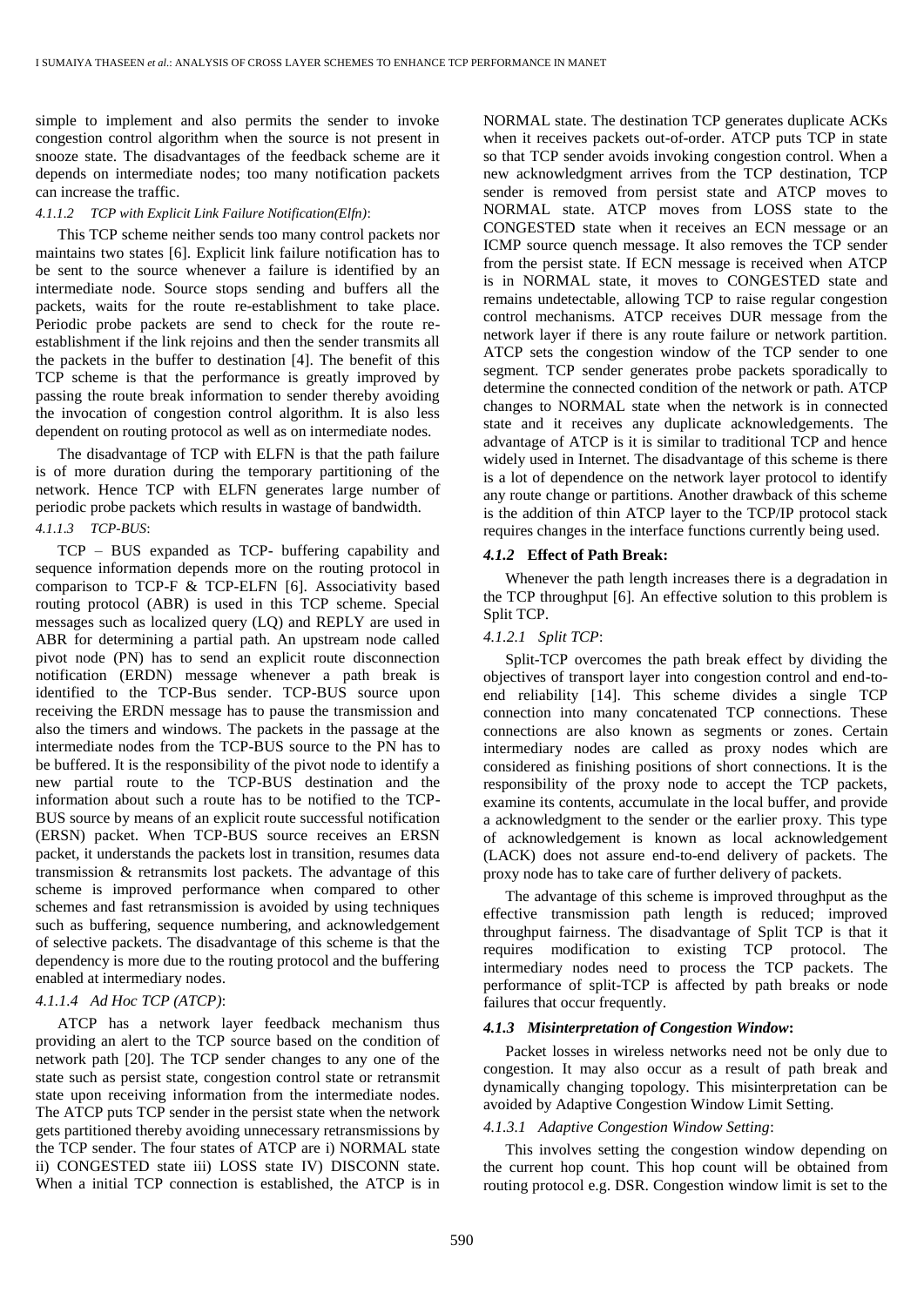simple to implement and also permits the sender to invoke congestion control algorithm when the source is not present in snooze state. The disadvantages of the feedback scheme are it depends on intermediate nodes; too many notification packets can increase the traffic.

#### *4.1.1.2 TCP with Explicit Link Failure Notification(Elfn)*:

This TCP scheme neither sends too many control packets nor maintains two states [6]. Explicit link failure notification has to be sent to the source whenever a failure is identified by an intermediate node. Source stops sending and buffers all the packets, waits for the route re-establishment to take place. Periodic probe packets are send to check for the route re-establishment if the link rejoins and then the sender transmits all the packets in the buffer to destination [4]. The benefit of this TCP scheme is that the performance is greatly improved by passing the route break information to sender thereby avoiding the invocation of congestion control algorithm. It is also less dependent on routing protocol as well as on intermediate nodes.

The disadvantage of TCP with ELFN is that the path failure is of more duration during the temporary partitioning of the network. Hence TCP with ELFN generates large number of periodic probe packets which results in wastage of bandwidth.

#### *4.1.1.3 TCP-BUS*:

TCP – BUS expanded as TCP- buffering capability and sequence information depends more on the routing protocol in comparison to TCP-F & TCP-ELFN [6]. Associativity based routing protocol (ABR) is used in this TCP scheme. Special messages such as localized query (LQ) and REPLY are used in ABR for determining a partial path. An upstream node called pivot node (PN) has to send an explicit route disconnection notification (ERDN) message whenever a path break is identified to the TCP-Bus sender. TCP-BUS source upon receiving the ERDN message has to pause the transmission and also the timers and windows. The packets in the passage at the intermediate nodes from the TCP-BUS source to the PN has to be buffered. It is the responsibility of the pivot node to identify a new partial route to the TCP-BUS destination and the information about such a route has to be notified to the TCP-BUS source by means of an explicit route successful notification (ERSN) packet. When TCP-BUS source receives an ERSN packet, it understands the packets lost in transition, resumes data transmission & retransmits lost packets. The advantage of this scheme is improved performance when compared to other schemes and fast retransmission is avoided by using techniques such as buffering, sequence numbering, and acknowledgement of selective packets. The disadvantage of this scheme is that the dependency is more due to the routing protocol and the buffering enabled at intermediary nodes.

#### *4.1.1.4 Ad Hoc TCP (ATCP)*:

ATCP has a network layer feedback mechanism thus providing an alert to the TCP source based on the condition of network path [20]. The TCP sender changes to any one of the state such as persist state, congestion control state or retransmit state upon receiving information from the intermediate nodes. The ATCP puts TCP sender in the persist state when the network gets partitioned thereby avoiding unnecessary retransmissions by the TCP sender. The four states of ATCP are i) NORMAL state ii) CONGESTED state iii) LOSS state IV) DISCONN state. When a initial TCP connection is established, the ATCP is in NORMAL state. The destination TCP generates duplicate ACKs when it receives packets out-of-order. ATCP puts TCP in state so that TCP sender avoids invoking congestion control. When a new acknowledgment arrives from the TCP destination, TCP sender is removed from persist state and ATCP moves to NORMAL state. ATCP moves from LOSS state to the CONGESTED state when it receives an ECN message or an ICMP source quench message. It also removes the TCP sender from the persist state. If ECN message is received when ATCP is in NORMAL state, it moves to CONGESTED state and remains undetectable, allowing TCP to raise regular congestion control mechanisms. ATCP receives DUR message from the network layer if there is any route failure or network partition. ATCP sets the congestion window of the TCP sender to one segment. TCP sender generates probe packets sporadically to determine the connected condition of the network or path. ATCP changes to NORMAL state when the network is in connected state and it receives any duplicate acknowledgements. The advantage of ATCP is it is similar to traditional TCP and hence widely used in Internet. The disadvantage of this scheme is there is a lot of dependence on the network layer protocol to identify any route change or partitions. Another drawback of this scheme is the addition of thin ATCP layer to the TCP/IP protocol stack requires changes in the interface functions currently being used.

### *4.1.2* **Effect of Path Break:**

Whenever the path length increases there is a degradation in the TCP throughput [6]. An effective solution to this problem is Split TCP.

#### *4.1.2.1 Split TCP*:

Split-TCP overcomes the path break effect by dividing the objectives of transport layer into congestion control and end-to-end reliability [14]. This scheme divides a single TCP connection into many concatenated TCP connections. These connections are also known as segments or zones. Certain intermediary nodes are called as proxy nodes which are considered as finishing positions of short connections. It is the responsibility of the proxy node to accept the TCP packets, examine its contents, accumulate in the local buffer, and provide a acknowledgment to the sender or the earlier proxy. This type of acknowledgement is known as local acknowledgement (LACK) does not assure end-to-end delivery of packets. The proxy node has to take care of further delivery of packets.

The advantage of this scheme is improved throughput as the effective transmission path length is reduced; improved throughput fairness. The disadvantage of Split TCP is that it requires modification to existing TCP protocol. The intermediary nodes need to process the TCP packets. The performance of split-TCP is affected by path breaks or node failures that occur frequently.

### *4.1.3 Misinterpretation of Congestion Window***:**

Packet losses in wireless networks need not be only due to congestion. It may also occur as a result of path break and dynamically changing topology. This misinterpretation can be avoided by Adaptive Congestion Window Limit Setting.

#### *4.1.3.1 Adaptive Congestion Window Setting*:

This involves setting the congestion window depending on the current hop count. This hop count will be obtained from routing protocol e.g. DSR. Congestion window limit is set to the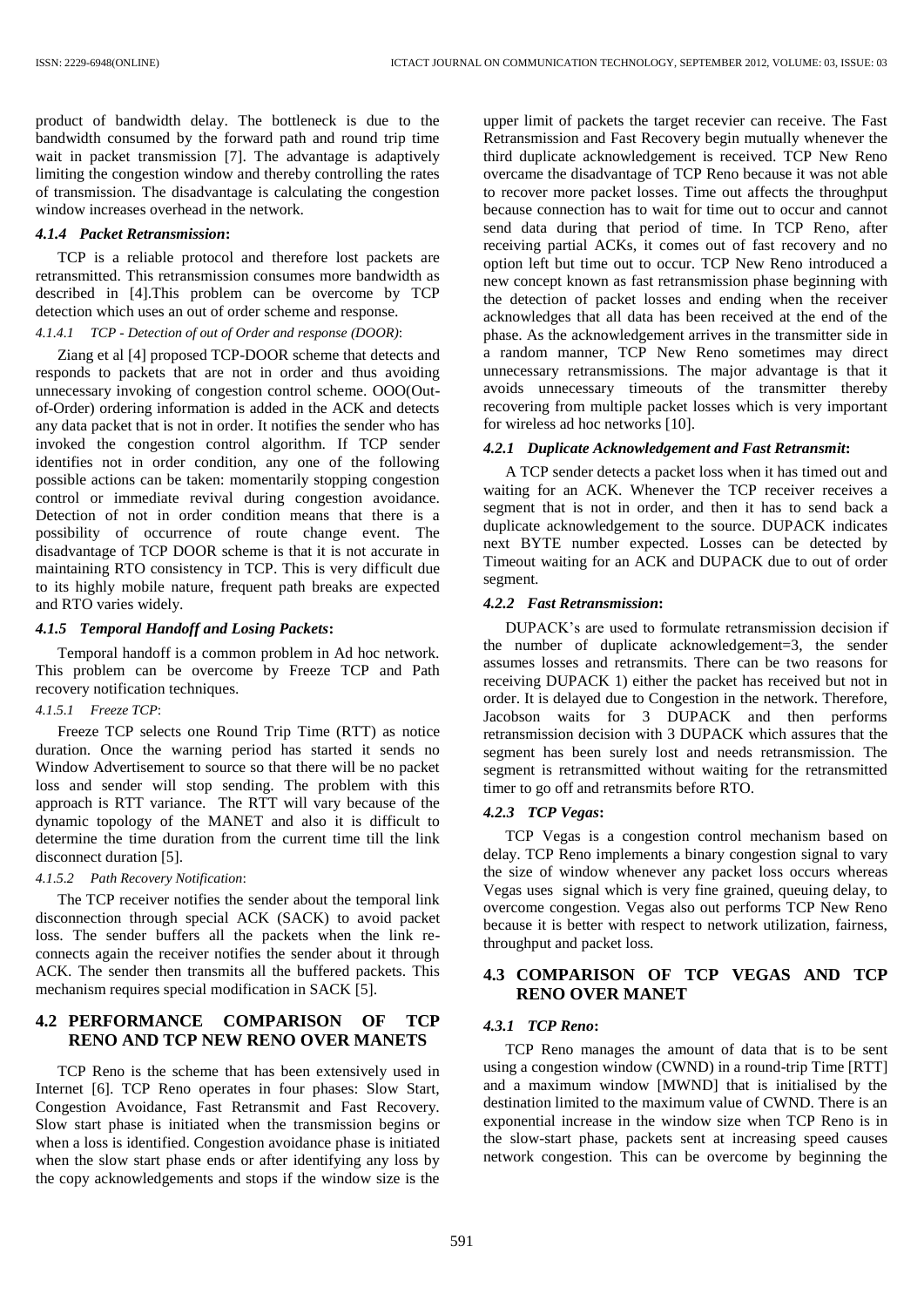product of bandwidth delay. The bottleneck is due to the bandwidth consumed by the forward path and round trip time wait in packet transmission [7]. The advantage is adaptively limiting the congestion window and thereby controlling the rates of transmission. The disadvantage is calculating the congestion window increases overhead in the network.

#### *4.1.4 Packet Retransmission***:**

TCP is a reliable protocol and therefore lost packets are retransmitted. This retransmission consumes more bandwidth as described in [4].This problem can be overcome by TCP detection which uses an out of order scheme and response.

##### *4.1.4.1 TCP - Detection of out of Order and response (DOOR)*:

Ziang et al [4] proposed TCP-DOOR scheme that detects and responds to packets that are not in order and thus avoiding unnecessary invoking of congestion control scheme. OOO(Out-of-Order) ordering information is added in the ACK and detects any data packet that is not in order. It notifies the sender who has invoked the congestion control algorithm. If TCP sender identifies not in order condition, any one of the following possible actions can be taken: momentarily stopping congestion control or immediate revival during congestion avoidance. Detection of not in order condition means that there is a possibility of occurrence of route change event. The disadvantage of TCP DOOR scheme is that it is not accurate in maintaining RTO consistency in TCP. This is very difficult due to its highly mobile nature, frequent path breaks are expected and RTO varies widely.

#### *4.1.5 Temporal Handoff and Losing Packets***:**

Temporal handoff is a common problem in Ad hoc network. This problem can be overcome by Freeze TCP and Path recovery notification techniques.

##### *4.1.5.1 Freeze TCP*:

Freeze TCP selects one Round Trip Time (RTT) as notice duration. Once the warning period has started it sends no Window Advertisement to source so that there will be no packet loss and sender will stop sending. The problem with this approach is RTT variance. The RTT will vary because of the dynamic topology of the MANET and also it is difficult to determine the time duration from the current time till the link disconnect duration [5].

##### *4.1.5.2 Path Recovery Notification*:

The TCP receiver notifies the sender about the temporal link disconnection through special ACK (SACK) to avoid packet loss. The sender buffers all the packets when the link re-connects again the receiver notifies the sender about it through ACK. The sender then transmits all the buffered packets. This mechanism requires special modification in SACK [5].

### 4.2 PERFORMANCE COMPARISON OF TCP RENO AND TCP NEW RENO OVER MANETS

TCP Reno is the scheme that has been extensively used in Internet [6]. TCP Reno operates in four phases: Slow Start, Congestion Avoidance, Fast Retransmit and Fast Recovery. Slow start phase is initiated when the transmission begins or when a loss is identified. Congestion avoidance phase is initiated when the slow start phase ends or after identifying any loss by the copy acknowledgements and stops if the window size is the upper limit of packets the target recevier can receive. The Fast Retransmission and Fast Recovery begin mutually whenever the third duplicate acknowledgement is received. TCP New Reno overcame the disadvantage of TCP Reno because it was not able to recover more packet losses. Time out affects the throughput because connection has to wait for time out to occur and cannot send data during that period of time. In TCP Reno, after receiving partial ACKs, it comes out of fast recovery and no option left but time out to occur. TCP New Reno introduced a new concept known as fast retransmission phase beginning with the detection of packet losses and ending when the receiver acknowledges that all data has been received at the end of the phase. As the acknowledgement arrives in the transmitter side in a random manner, TCP New Reno sometimes may direct unnecessary retransmissions. The major advantage is that it avoids unnecessary timeouts of the transmitter thereby recovering from multiple packet losses which is very important for wireless ad hoc networks [10].

#### *4.2.1 Duplicate Acknowledgement and Fast Retransmit***:**

A TCP sender detects a packet loss when it has timed out and waiting for an ACK. Whenever the TCP receiver receives a segment that is not in order, and then it has to send back a duplicate acknowledgement to the source. DUPACK indicates next BYTE number expected. Losses can be detected by Timeout waiting for an ACK and DUPACK due to out of order segment.

#### *4.2.2 Fast Retransmission***:**

DUPACK's are used to formulate retransmission decision if the number of duplicate acknowledgement=3, the sender assumes losses and retransmits. There can be two reasons for receiving DUPACK 1) either the packet has received but not in order. It is delayed due to Congestion in the network. Therefore, Jacobson waits for 3 DUPACK and then performs retransmission decision with 3 DUPACK which assures that the segment has been surely lost and needs retransmission. The segment is retransmitted without waiting for the retransmitted timer to go off and retransmits before RTO.

#### *4.2.3 TCP Vegas***:**

TCP Vegas is a congestion control mechanism based on delay. TCP Reno implements a binary congestion signal to vary the size of window whenever any packet loss occurs whereas Vegas uses signal which is very fine grained, queuing delay, to overcome congestion. Vegas also out performs TCP New Reno because it is better with respect to network utilization, fairness, throughput and packet loss.

### 4.3 COMPARISON OF TCP VEGAS AND TCP RENO OVER MANET

#### *4.3.1 TCP Reno***:**

TCP Reno manages the amount of data that is to be sent using a congestion window (CWND) in a round-trip Time [RTT] and a maximum window [MWND] that is initialised by the destination limited to the maximum value of CWND. There is an exponential increase in the window size when TCP Reno is in the slow-start phase, packets sent at increasing speed causes network congestion. This can be overcome by beginning the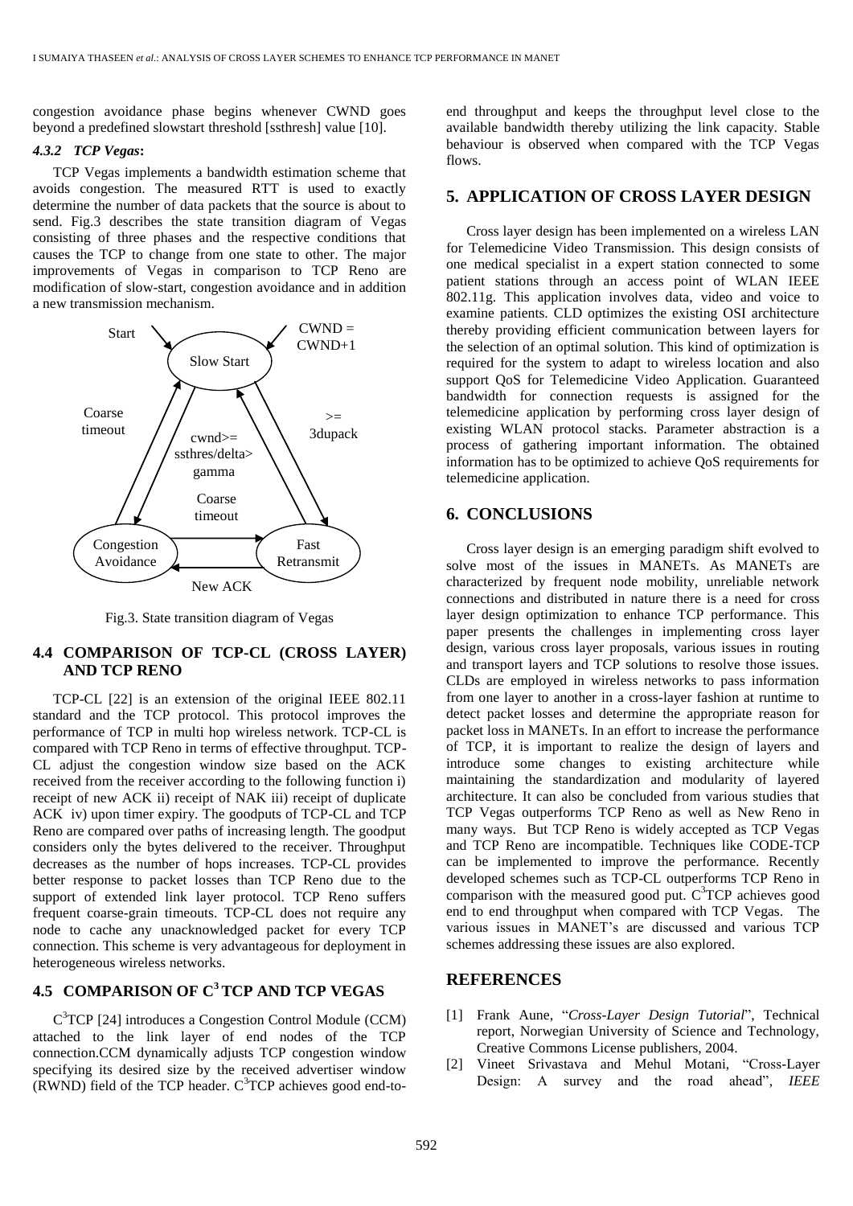congestion avoidance phase begins whenever CWND goes beyond a predefined slowstart threshold [ssthresh] value [10].

#### *4.3.2 TCP Vegas***:**

TCP Vegas implements a bandwidth estimation scheme that avoids congestion. The measured RTT is used to exactly determine the number of data packets that the source is about to send. Fig.3 describes the state transition diagram of Vegas consisting of three phases and the respective conditions that causes the TCP to change from one state to other. The major improvements of Vegas in comparison to TCP Reno are modification of slow-start, congestion avoidance and in addition a new transmission mechanism.

Fig.3. State transition diagram of Vegas

### 4.4 COMPARISON OF TCP-CL (CROSS LAYER) AND TCP RENO

TCP-CL [22] is an extension of the original IEEE 802.11 standard and the TCP protocol. This protocol improves the performance of TCP in multi hop wireless network. TCP-CL is compared with TCP Reno in terms of effective throughput. TCP-CL adjust the congestion window size based on the ACK received from the receiver according to the following function i) receipt of new ACK ii) receipt of NAK iii) receipt of duplicate ACK iv) upon timer expiry. The goodputs of TCP-CL and TCP Reno are compared over paths of increasing length. The goodput considers only the bytes delivered to the receiver. Throughput decreases as the number of hops increases. TCP-CL provides better response to packet losses than TCP Reno due to the support of extended link layer protocol. TCP Reno suffers frequent coarse-grain timeouts. TCP-CL does not require any node to cache any unacknowledged packet for every TCP connection. This scheme is very advantageous for deployment in heterogeneous wireless networks.

### 4.5 COMPARISON OF $C^3$ TCP AND TCP VEGAS

$C^3$TCP [24] introduces a Congestion Control Module (CCM) attached to the link layer of end nodes of the TCP connection.CCM dynamically adjusts TCP congestion window specifying its desired size by the received advertiser window (RWND) field of the TCP header. $C^3$TCP achieves good end-to-end throughput and keeps the throughput level close to the available bandwidth thereby utilizing the link capacity. Stable behaviour is observed when compared with the TCP Vegas flows.

## 5. APPLICATION OF CROSS LAYER DESIGN

Cross layer design has been implemented on a wireless LAN for Telemedicine Video Transmission. This design consists of one medical specialist in a expert station connected to some patient stations through an access point of WLAN IEEE 802.11g. This application involves data, video and voice to examine patients. CLD optimizes the existing OSI architecture thereby providing efficient communication between layers for the selection of an optimal solution. This kind of optimization is required for the system to adapt to wireless location and also support QoS for Telemedicine Video Application. Guaranteed bandwidth for connection requests is assigned for the telemedicine application by performing cross layer design of existing WLAN protocol stacks. Parameter abstraction is a process of gathering important information. The obtained information has to be optimized to achieve QoS requirements for telemedicine application.

## 6. CONCLUSIONS

Cross layer design is an emerging paradigm shift evolved to solve most of the issues in MANETs. As MANETs are characterized by frequent node mobility, unreliable network connections and distributed in nature there is a need for cross layer design optimization to enhance TCP performance. This paper presents the challenges in implementing cross layer design, various cross layer proposals, various issues in routing and transport layers and TCP solutions to resolve those issues. CLDs are employed in wireless networks to pass information from one layer to another in a cross-layer fashion at runtime to detect packet losses and determine the appropriate reason for packet loss in MANETs. In an effort to increase the performance of TCP, it is important to realize the design of layers and introduce some changes to existing architecture while maintaining the standardization and modularity of layered architecture. It can also be concluded from various studies that TCP Vegas outperforms TCP Reno as well as New Reno in many ways. But TCP Reno is widely accepted as TCP Vegas and TCP Reno are incompatible. Techniques like CODE-TCP can be implemented to improve the performance. Recently developed schemes such as TCP-CL outperforms TCP Reno in comparison with the measured good put. $C^3$TCP achieves good end to end throughput when compared with TCP Vegas. The various issues in MANET's are discussed and various TCP schemes addressing these issues are also explored.

## REFERENCES

[1] Frank Aune, "*Cross-Layer Design Tutorial*", Technical report, Norwegian University of Science and Technology, Creative Commons License publishers, 2004.

[2] Vineet Srivastava and Mehul Motani, "Cross-Layer Design: A survey and the road ahead", *IEEE*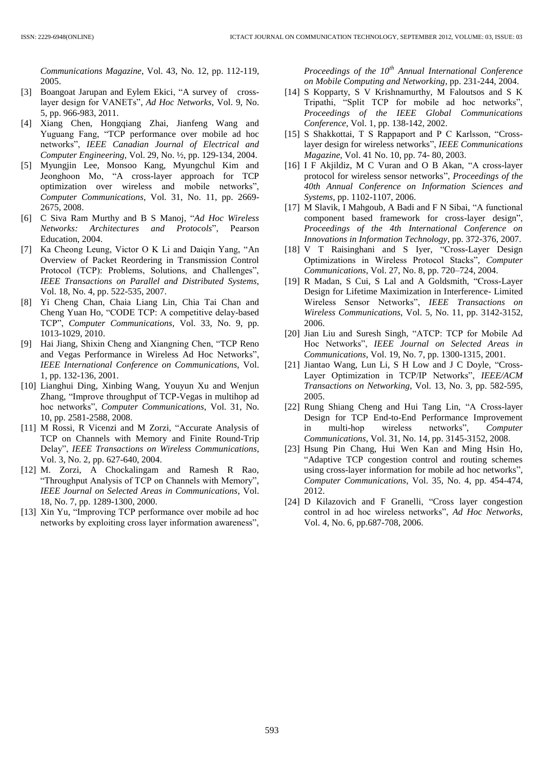*Communications Magazine*, Vol. 43, No. 12, pp. 112-119, 2005.

[3] Boangoat Jarupan and Eylem Ekici, "A survey of cross-layer design for VANETs", *Ad Hoc Networks*, Vol. 9, No. 5, pp. 966-983, 2011.

[4] Xiang Chen, Hongqiang Zhai, Jianfeng Wang and Yuguang Fang, "TCP performance over mobile ad hoc networks", *IEEE Canadian Journal of Electrical and Computer Engineering*, Vol. 29, No. ½, pp. 129-134, 2004.

[5] Myungjin Lee, Monsoo Kang, Myungchul Kim and Jeonghoon Mo, "A cross-layer approach for TCP optimization over wireless and mobile networks", *Computer Communications*, Vol. 31, No. 11, pp. 2669-2675, 2008.

[6] C Siva Ram Murthy and B S Manoj, "*Ad Hoc Wireless Networks: Architectures and Protocols*", Pearson Education, 2004.

[7] Ka Cheong Leung, Victor O K Li and Daiqin Yang, "An Overview of Packet Reordering in Transmission Control Protocol (TCP): Problems, Solutions, and Challenges", *IEEE Transactions on Parallel and Distributed Systems*, Vol. 18, No. 4, pp. 522-535, 2007.

[8] Yi Cheng Chan, Chaia Liang Lin, Chia Tai Chan and Cheng Yuan Ho, "CODE TCP: A competitive delay-based TCP", *Computer Communications*, Vol. 33, No. 9, pp. 1013-1029, 2010.

[9] Hai Jiang, Shixin Cheng and Xiangning Chen, "TCP Reno and Vegas Performance in Wireless Ad Hoc Networks", *IEEE International Conference on Communications*, Vol. 1, pp. 132-136, 2001.

[10] Lianghui Ding, Xinbing Wang, Youyun Xu and Wenjun Zhang, "Improve throughput of TCP-Vegas in multihop ad hoc networks", *Computer Communications*, Vol. 31, No. 10, pp. 2581-2588, 2008.

[11] M Rossi, R Vicenzi and M Zorzi, "Accurate Analysis of TCP on Channels with Memory and Finite Round-Trip Delay", *IEEE Transactions on Wireless Communications*, Vol. 3, No. 2, pp. 627-640, 2004.

[12] M. Zorzi, A Chockalingam and Ramesh R Rao, "Throughput Analysis of TCP on Channels with Memory", *IEEE Journal on Selected Areas in Communications*, Vol. 18, No. 7, pp. 1289-1300, 2000.

[13] Xin Yu, "Improving TCP performance over mobile ad hoc networks by exploiting cross layer information awareness", *Proceedings of the 10th Annual International Conference on Mobile Computing and Networking*, pp. 231-244, 2004.

[14] S Kopparty, S V Krishnamurthy, M Faloutsos and S K Tripathi, "Split TCP for mobile ad hoc networks", *Proceedings of the IEEE Global Communications Conference*, Vol. 1, pp. 138-142, 2002.

[15] S Shakkottai, T S Rappaport and P C Karlsson, "Cross-layer design for wireless networks", *IEEE Communications Magazine*, Vol. 41 No. 10, pp. 74- 80, 2003.

[16] I F Akjildiz, M C Vuran and O B Akan, "A cross-layer protocol for wireless sensor networks", *Proceedings of the 40th Annual Conference on Information Sciences and Systems*, pp. 1102-1107, 2006.

[17] M Slavik, I Mahgoub, A Badi and F N Sibai, "A functional component based framework for cross-layer design", *Proceedings of the 4th International Conference on Innovations in Information Technology*, pp. 372-376, 2007.

[18] V T Raisinghani and S Iyer, "Cross-Layer Design Optimizations in Wireless Protocol Stacks", *Computer Communications*, Vol. 27, No. 8, pp. 720–724, 2004.

[19] R Madan, S Cui, S Lal and A Goldsmith, "Cross-Layer Design for Lifetime Maximization in Interference- Limited Wireless Sensor Networks", *IEEE Transactions on Wireless Communications*, Vol. 5, No. 11, pp. 3142-3152, 2006.

[20] Jian Liu and Suresh Singh, "ATCP: TCP for Mobile Ad Hoc Networks", *IEEE Journal on Selected Areas in Communications*, Vol. 19, No. 7, pp. 1300-1315, 2001.

[21] Jiantao Wang, Lun Li, S H Low and J C Doyle, "Cross-Layer Optimization in TCP/IP Networks", *IEEE/ACM Transactions on Networking*, Vol. 13, No. 3, pp. 582-595, 2005.

[22] Rung Shiang Cheng and Hui Tang Lin, "A Cross-layer Design for TCP End-to-End Performance Improvement in multi-hop wireless networks", *Computer Communications*, Vol. 31, No. 14, pp. 3145-3152, 2008.

[23] Hsung Pin Chang, Hui Wen Kan and Ming Hsin Ho, "Adaptive TCP congestion control and routing schemes using cross-layer information for mobile ad hoc networks", *Computer Communications*, Vol. 35, No. 4, pp. 454-474, 2012.

[24] D Kilazovich and F Granelli, "Cross layer congestion control in ad hoc wireless networks", *Ad Hoc Networks*, Vol. 4, No. 6, pp.687-708, 2006.